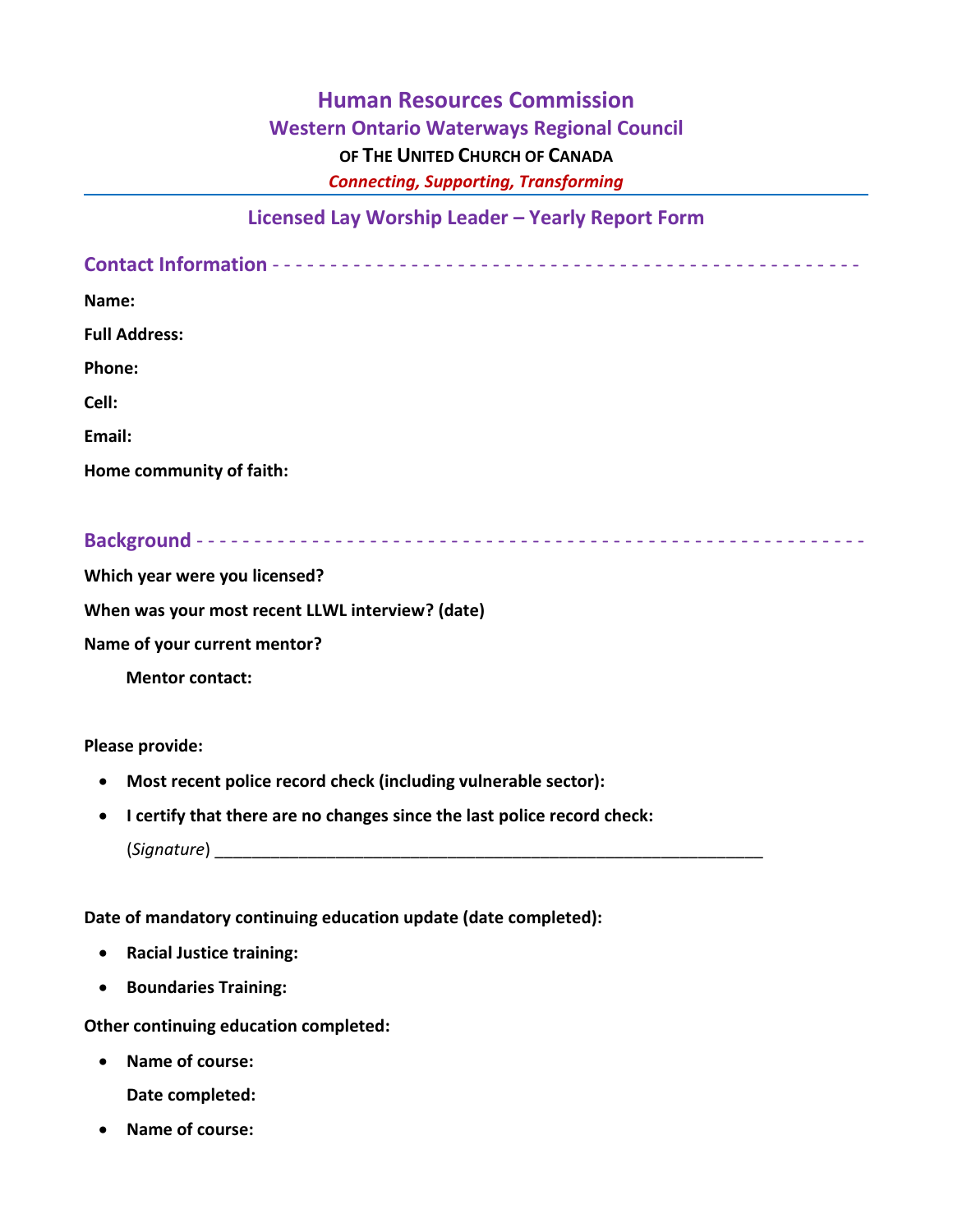# Human Resources Commission

## Western Ontario Waterways Regional Council

**OF THE UNITED CHURCH OF CANADA**

***Connecting, Supporting, Transforming***

---

## Licensed Lay Worship Leader – Yearly Report Form

### Contact Information - - - - - - - - - - - - - - - - - - - - - - - - - - - - - - - - - - - - - - - - - - - - - - - -

**Name:**

**Full Address:**

**Phone:**

**Cell:**

**Email:**

**Home community of faith:**

### Background - - - - - - - - - - - - - - - - - - - - - - - - - - - - - - - - - - - - - - - - - - - - - - - - - - - - -

**Which year were you licensed?**

**When was your most recent LLWL interview? (date)**

**Name of your current mentor?**

**Mentor contact:**

**Please provide:**

- **Most recent police record check (including vulnerable sector):**
- **I certify that there are no changes since the last police record check:**

  (*Signature*) ____________________________________________________________

**Date of mandatory continuing education update (date completed):**

- **Racial Justice training:**
- **Boundaries Training:**

**Other continuing education completed:**

- **Name of course:**

  **Date completed:**

- **Name of course:**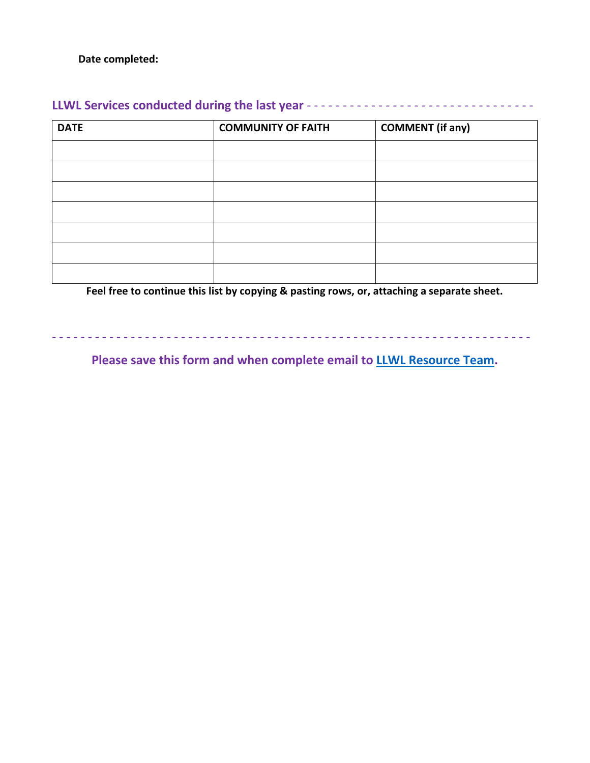**Date completed:**

## LLWL Services conducted during the last year

| DATE | COMMUNITY OF FAITH | COMMENT (if any) |
| --- | --- | --- |
| | | |
| | | |
| | | |
| | | |
| | | |
| | | |
| | | |

**Feel free to continue this list by copying & pasting rows, or, attaching a separate sheet.**

---

**Please save this form and when complete email to LLWL Resource Team.**